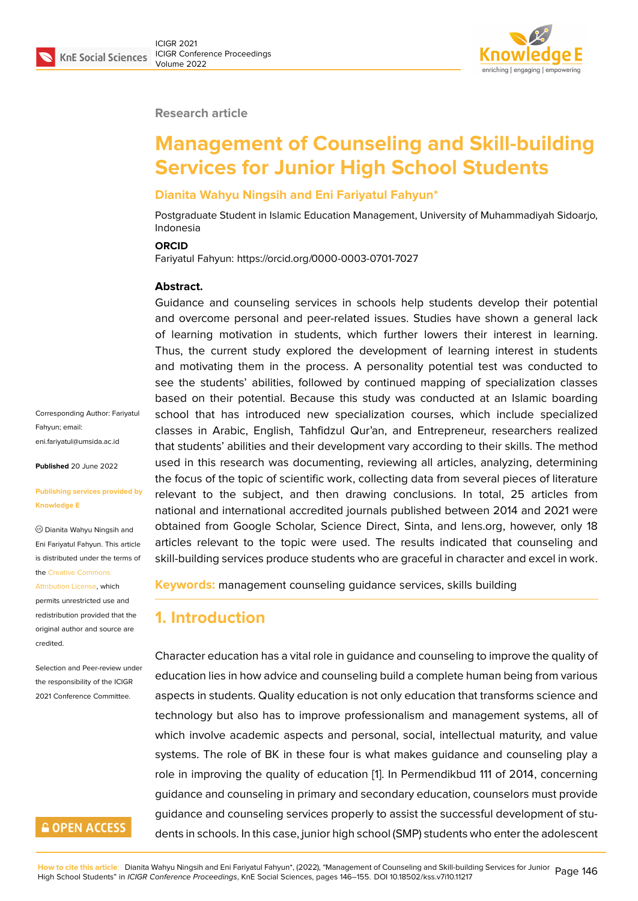Research article

# Management of Counseling and Skill-building Services for Junior High School Students

**Dianita Wahyu Ningsih and Eni Fariyatul Fahyun***

Postgraduate Student in Islamic Education Management, University of Muhammadiyah Sidoarjo, Indonesia

**ORCID**

Fariyatul Fahyun: https://orcid.org/0000-0003-0701-7027

Corresponding Author: Fariyatul Fahyun; email: eni.fariyatul@umsida.ac.id

**Published** 20 June 2022

**Publishing services provided by Knowledge E**

© Dianita Wahyu Ningsih and Eni Fariyatul Fahyun. This article is distributed under the terms of the Creative Commons Attribution License, which permits unrestricted use and redistribution provided that the original author and source are credited.

Selection and Peer-review under the responsibility of the ICIGR 2021 Conference Committee.

**Abstract.**

Guidance and counseling services in schools help students develop their potential and overcome personal and peer-related issues. Studies have shown a general lack of learning motivation in students, which further lowers their interest in learning. Thus, the current study explored the development of learning interest in students and motivating them in the process. A personality potential test was conducted to see the students' abilities, followed by continued mapping of specialization classes based on their potential. Because this study was conducted at an Islamic boarding school that has introduced new specialization courses, which include specialized classes in Arabic, English, Tahfidzul Qur'an, and Entrepreneur, researchers realized that students' abilities and their development vary according to their skills. The method used in this research was documenting, reviewing all articles, analyzing, determining the focus of the topic of scientific work, collecting data from several pieces of literature relevant to the subject, and then drawing conclusions. In total, 25 articles from national and international accredited journals published between 2014 and 2021 were obtained from Google Scholar, Science Direct, Sinta, and lens.org, however, only 18 articles relevant to the topic were used. The results indicated that counseling and skill-building services produce students who are graceful in character and excel in work.

**Keywords:** management counseling guidance services, skills building

## 1. Introduction

Character education has a vital role in guidance and counseling to improve the quality of education lies in how advice and counseling build a complete human being from various aspects in students. Quality education is not only education that transforms science and technology but also has to improve professionalism and management systems, all of which involve academic aspects and personal, social, intellectual maturity, and value systems. The role of BK in these four is what makes guidance and counseling play a role in improving the quality of education [1]. In Permendikbud 111 of 2014, concerning guidance and counseling in primary and secondary education, counselors must provide guidance and counseling services properly to assist the successful development of students in schools. In this case, junior high school (SMP) students who enter the adolescent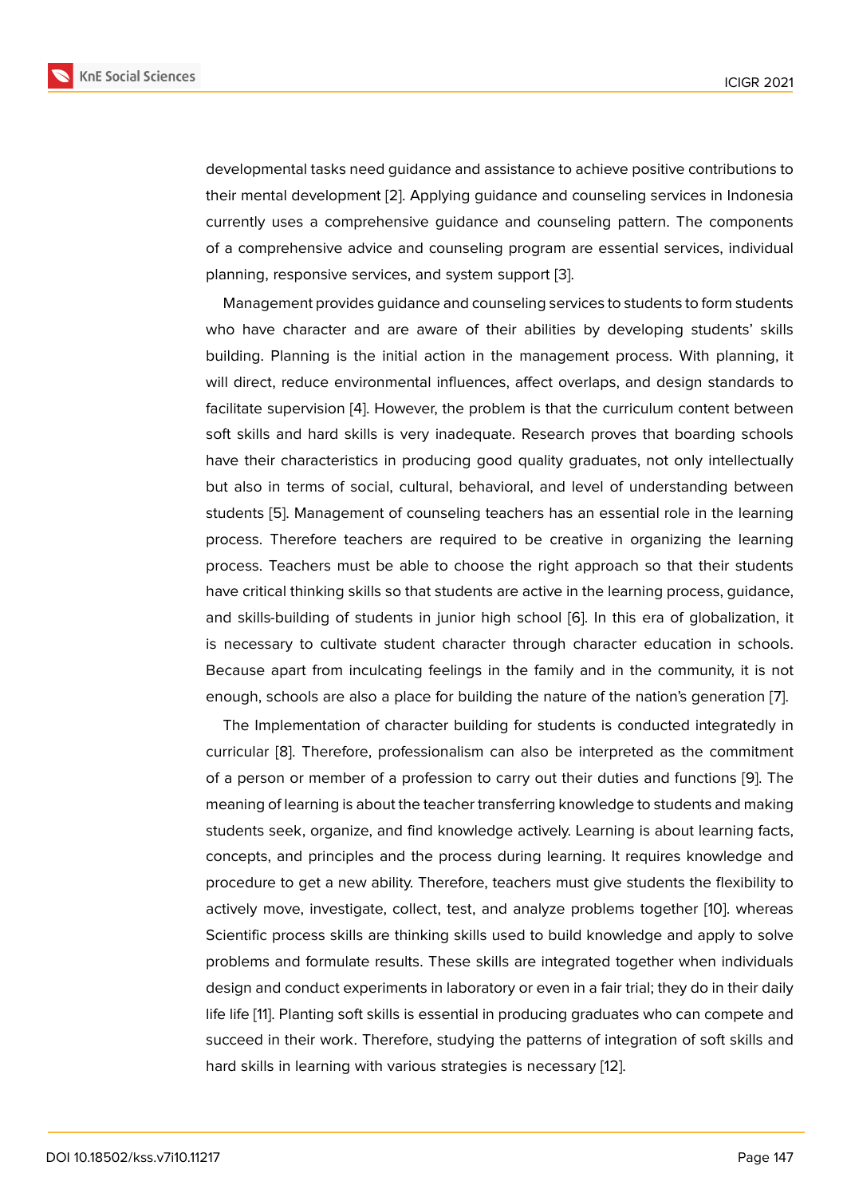developmental tasks need guidance and assistance to achieve positive contributions to their mental development [2]. Applying guidance and counseling services in Indonesia currently uses a comprehensive guidance and counseling pattern. The components of a comprehensive advice and counseling program are essential services, individual planning, responsive services, and system support [3].

Management provides guidance and counseling services to students to form students who have character and are aware of their abilities by developing students' skills building. Planning is the initial action in the management process. With planning, it will direct, reduce environmental influences, affect overlaps, and design standards to facilitate supervision [4]. However, the problem is that the curriculum content between soft skills and hard skills is very inadequate. Research proves that boarding schools have their characteristics in producing good quality graduates, not only intellectually but also in terms of social, cultural, behavioral, and level of understanding between students [5]. Management of counseling teachers has an essential role in the learning process. Therefore teachers are required to be creative in organizing the learning process. Teachers must be able to choose the right approach so that their students have critical thinking skills so that students are active in the learning process, guidance, and skills-building of students in junior high school [6]. In this era of globalization, it is necessary to cultivate student character through character education in schools. Because apart from inculcating feelings in the family and in the community, it is not enough, schools are also a place for building the nature of the nation's generation [7].

The Implementation of character building for students is conducted integratedly in curricular [8]. Therefore, professionalism can also be interpreted as the commitment of a person or member of a profession to carry out their duties and functions [9]. The meaning of learning is about the teacher transferring knowledge to students and making students seek, organize, and find knowledge actively. Learning is about learning facts, concepts, and principles and the process during learning. It requires knowledge and procedure to get a new ability. Therefore, teachers must give students the flexibility to actively move, investigate, collect, test, and analyze problems together [10]. whereas Scientific process skills are thinking skills used to build knowledge and apply to solve problems and formulate results. These skills are integrated together when individuals design and conduct experiments in laboratory or even in a fair trial; they do in their daily life life [11]. Planting soft skills is essential in producing graduates who can compete and succeed in their work. Therefore, studying the patterns of integration of soft skills and hard skills in learning with various strategies is necessary [12].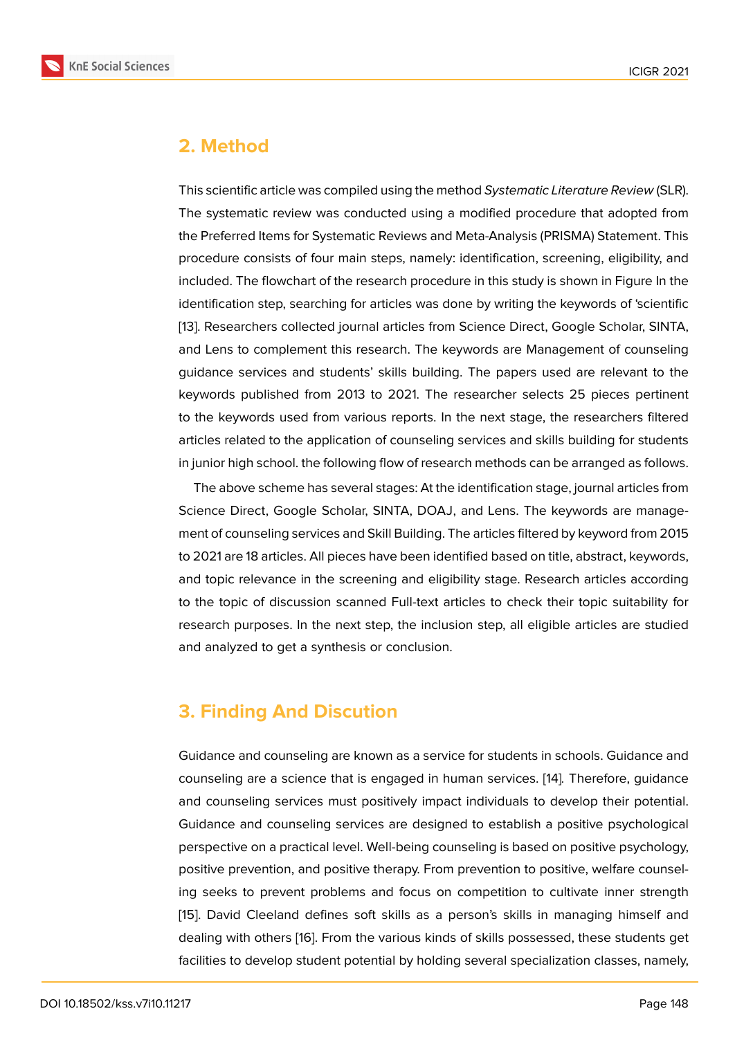## 2. Method

This scientific article was compiled using the method *Systematic Literature Review* (SLR). The systematic review was conducted using a modified procedure that adopted from the Preferred Items for Systematic Reviews and Meta-Analysis (PRISMA) Statement. This procedure consists of four main steps, namely: identification, screening, eligibility, and included. The flowchart of the research procedure in this study is shown in Figure In the identification step, searching for articles was done by writing the keywords of 'scientific [13]. Researchers collected journal articles from Science Direct, Google Scholar, SINTA, and Lens to complement this research. The keywords are Management of counseling guidance services and students' skills building. The papers used are relevant to the keywords published from 2013 to 2021. The researcher selects 25 pieces pertinent to the keywords used from various reports. In the next stage, the researchers filtered articles related to the application of counseling services and skills building for students in junior high school. the following flow of research methods can be arranged as follows.

The above scheme has several stages: At the identification stage, journal articles from Science Direct, Google Scholar, SINTA, DOAJ, and Lens. The keywords are management of counseling services and Skill Building. The articles filtered by keyword from 2015 to 2021 are 18 articles. All pieces have been identified based on title, abstract, keywords, and topic relevance in the screening and eligibility stage. Research articles according to the topic of discussion scanned Full-text articles to check their topic suitability for research purposes. In the next step, the inclusion step, all eligible articles are studied and analyzed to get a synthesis or conclusion.

## 3. Finding And Discution

Guidance and counseling are known as a service for students in schools. Guidance and counseling are a science that is engaged in human services. [14]. Therefore, guidance and counseling services must positively impact individuals to develop their potential. Guidance and counseling services are designed to establish a positive psychological perspective on a practical level. Well-being counseling is based on positive psychology, positive prevention, and positive therapy. From prevention to positive, welfare counseling seeks to prevent problems and focus on competition to cultivate inner strength [15]. David Cleeland defines soft skills as a person's skills in managing himself and dealing with others [16]. From the various kinds of skills possessed, these students get facilities to develop student potential by holding several specialization classes, namely,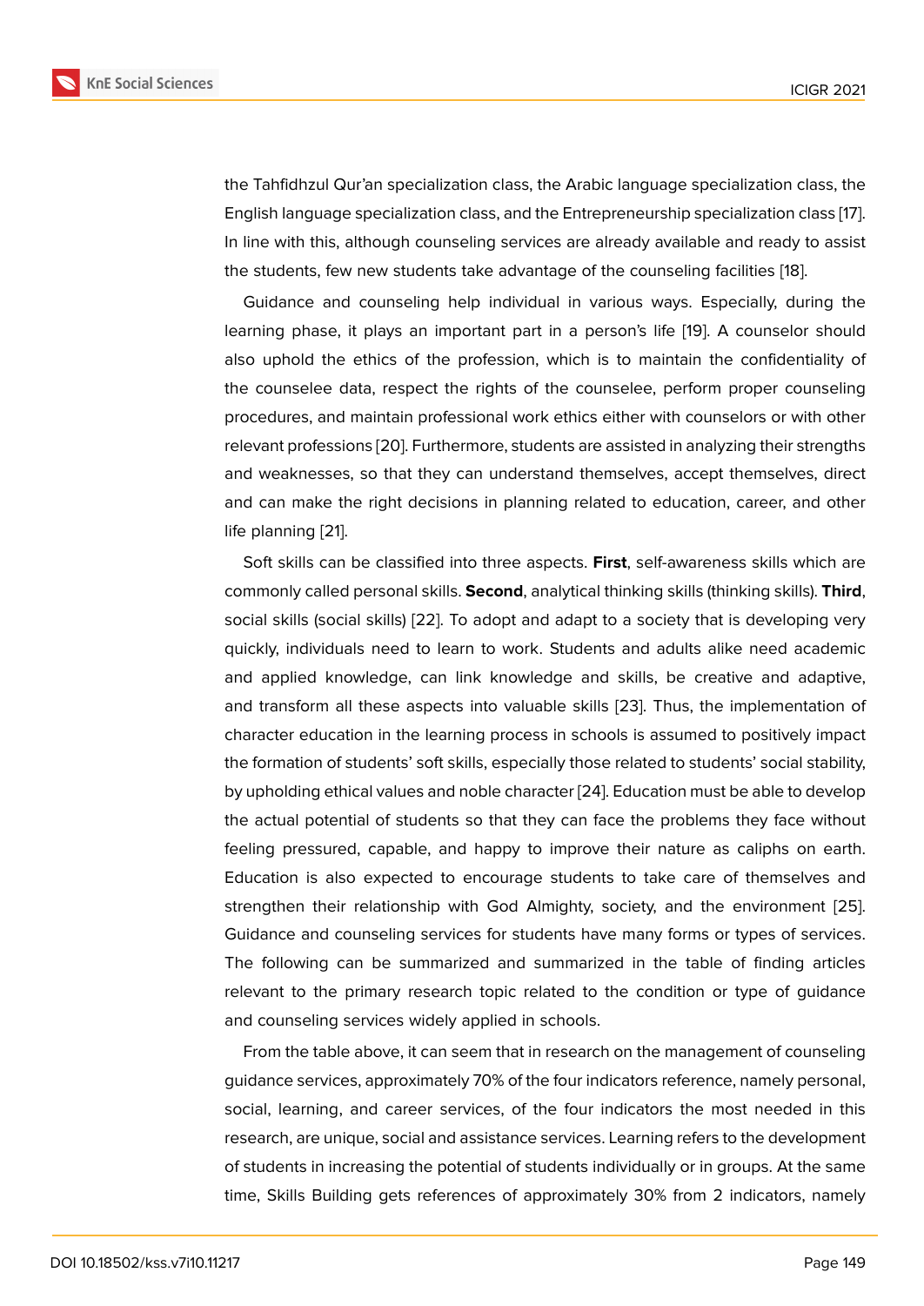the Tahfidhzul Qur'an specialization class, the Arabic language specialization class, the English language specialization class, and the Entrepreneurship specialization class [17]. In line with this, although counseling services are already available and ready to assist the students, few new students take advantage of the counseling facilities [18].

Guidance and counseling help individual in various ways. Especially, during the learning phase, it plays an important part in a person's life [19]. A counselor should also uphold the ethics of the profession, which is to maintain the confidentiality of the counselee data, respect the rights of the counselee, perform proper counseling procedures, and maintain professional work ethics either with counselors or with other relevant professions [20]. Furthermore, students are assisted in analyzing their strengths and weaknesses, so that they can understand themselves, accept themselves, direct and can make the right decisions in planning related to education, career, and other life planning [21].

Soft skills can be classified into three aspects. **First**, self-awareness skills which are commonly called personal skills. **Second**, analytical thinking skills (thinking skills). **Third**, social skills (social skills) [22]. To adopt and adapt to a society that is developing very quickly, individuals need to learn to work. Students and adults alike need academic and applied knowledge, can link knowledge and skills, be creative and adaptive, and transform all these aspects into valuable skills [23]. Thus, the implementation of character education in the learning process in schools is assumed to positively impact the formation of students' soft skills, especially those related to students' social stability, by upholding ethical values and noble character [24]. Education must be able to develop the actual potential of students so that they can face the problems they face without feeling pressured, capable, and happy to improve their nature as caliphs on earth. Education is also expected to encourage students to take care of themselves and strengthen their relationship with God Almighty, society, and the environment [25]. Guidance and counseling services for students have many forms or types of services. The following can be summarized and summarized in the table of finding articles relevant to the primary research topic related to the condition or type of guidance and counseling services widely applied in schools.

From the table above, it can seem that in research on the management of counseling guidance services, approximately 70% of the four indicators reference, namely personal, social, learning, and career services, of the four indicators the most needed in this research, are unique, social and assistance services. Learning refers to the development of students in increasing the potential of students individually or in groups. At the same time, Skills Building gets references of approximately 30% from 2 indicators, namely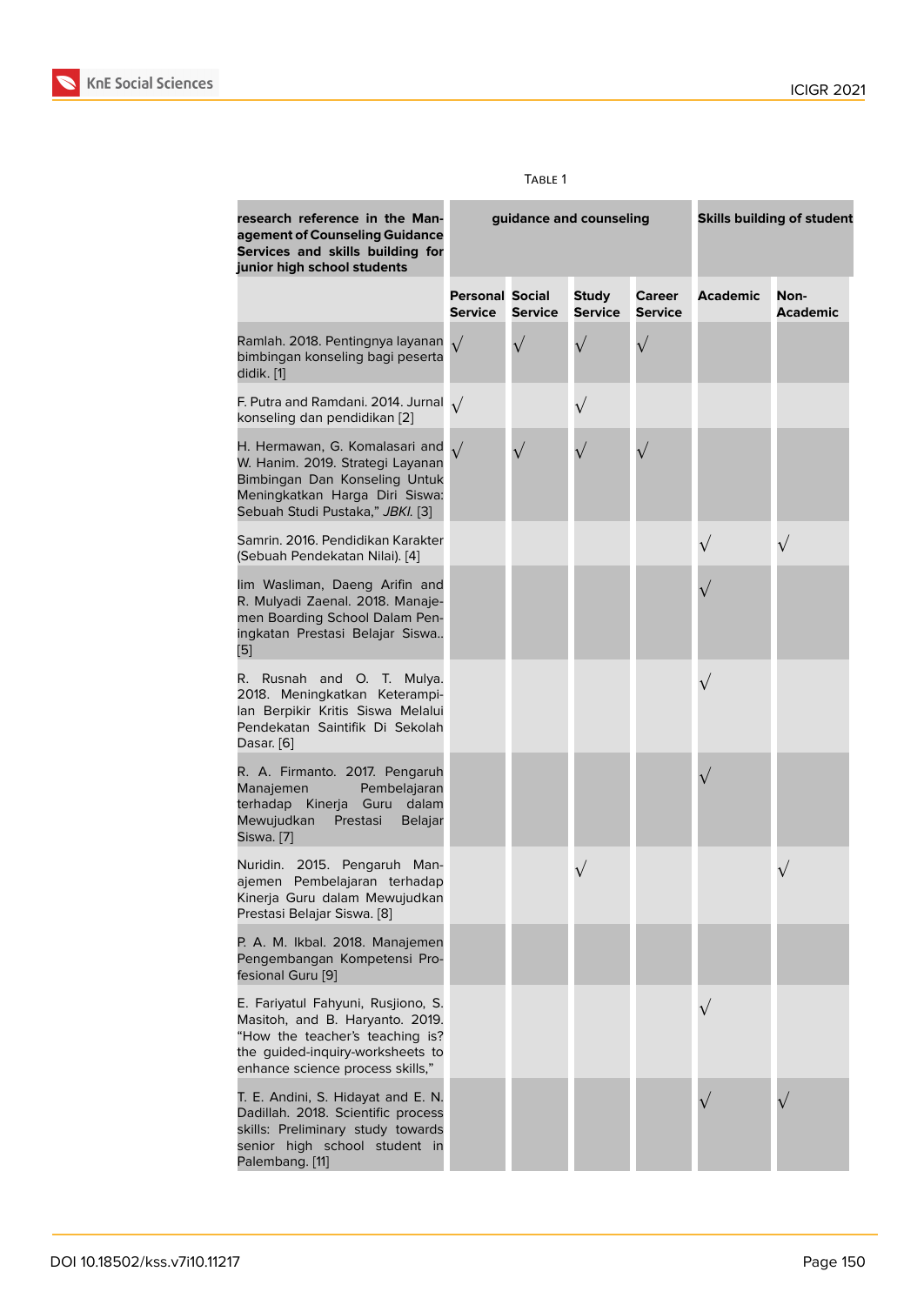Table 1

| research reference in the Management of Counseling Guidance Services and skills building for junior high school students | guidance and counseling | | | | Skills building of student | |
|---|---|---|---|---|---|---|
| | Personal Service | Social Service | Study Service | Career Service | Academic | Non-Academic |
| Ramlah. 2018. Pentingnya layanan bimbingan konseling bagi peserta didik. [1] | √ | √ | √ | √ | | |
| F. Putra and Ramdani. 2014. Jurnal konseling dan pendidikan [2] | √ | | √ | | | |
| H. Hermawan, G. Komalasari and W. Hanim. 2019. Strategi Layanan Bimbingan Dan Konseling Untuk Meningkatkan Harga Diri Siswa: Sebuah Studi Pustaka," *JBKI*. [3] | √ | √ | √ | √ | | |
| Samrin. 2016. Pendidikan Karakter (Sebuah Pendekatan Nilai). [4] | | | | | √ | √ |
| Iim Wasliman, Daeng Arifin and R. Mulyadi Zaenal. 2018. Manajemen Boarding School Dalam Peningkatan Prestasi Belajar Siswa.. [5] | | | | | √ | |
| R. Rusnah and O. T. Mulya. 2018. Meningkatkan Keterampilan Berpikir Kritis Siswa Melalui Pendekatan Saintifik Di Sekolah Dasar. [6] | | | | | √ | |
| R. A. Firmanto. 2017. Pengaruh Manajemen Pembelajaran terhadap Kinerja Guru dalam Mewujudkan Prestasi Belajar Siswa. [7] | | | | | √ | |
| Nuridin. 2015. Pengaruh Manajemen Pembelajaran terhadap Kinerja Guru dalam Mewujudkan Prestasi Belajar Siswa. [8] | | | √ | | | √ |
| P. A. M. Ikbal. 2018. Manajemen Pengembangan Kompetensi Profesional Guru [9] | | | | | | |
| E. Fariyatul Fahyuni, Rusjiono, S. Masitoh, and B. Haryanto. 2019. "How the teacher's teaching is? the guided-inquiry-worksheets to enhance science process skills," | | | | | √ | |
| T. E. Andini, S. Hidayat and E. N. Dadillah. 2018. Scientific process skills: Preliminary study towards senior high school student in Palembang. [11] | | | | | √ | √ |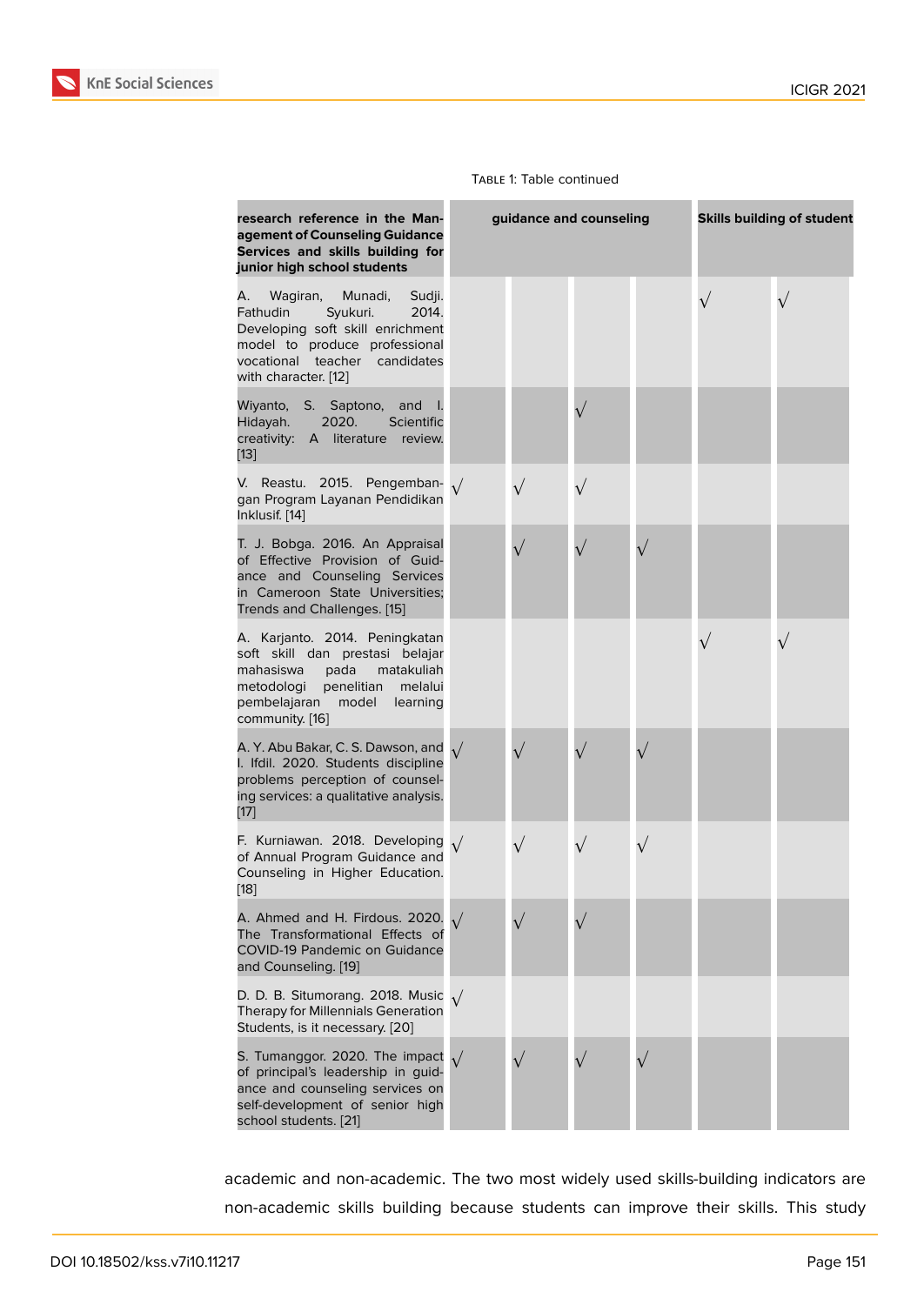Table 1: Table continued

| research reference in the Management of Counseling Guidance Services and skills building for junior high school students | guidance and counseling | | | | Skills building of student | |
|---|---|---|---|---|---|---|
| A. Wagiran, Munadi, Sudji. Fathudin Syukuri. 2014. Developing soft skill enrichment model to produce professional vocational teacher candidates with character. [12] | | | | | √ | √ |
| Wiyanto, S. Saptono, and I. Hidayah. 2020. Scientific creativity: A literature review. [13] | | | √ | | | |
| V. Reastu. 2015. Pengembangan Program Layanan Pendidikan Inklusif. [14] | √ | √ | √ | | | |
| T. J. Bobga. 2016. An Appraisal of Effective Provision of Guidance and Counseling Services in Cameroon State Universities; Trends and Challenges. [15] | | √ | √ | √ | | |
| A. Karjanto. 2014. Peningkatan soft skill dan prestasi belajar mahasiswa pada matakuliah metodologi penelitian melalui pembelajaran model learning community. [16] | | | | | √ | √ |
| A. Y. Abu Bakar, C. S. Dawson, and I. Ifdil. 2020. Students discipline problems perception of counseling services: a qualitative analysis. [17] | √ | √ | √ | √ | | |
| F. Kurniawan. 2018. Developing of Annual Program Guidance and Counseling in Higher Education. [18] | √ | √ | √ | √ | | |
| A. Ahmed and H. Firdous. 2020. The Transformational Effects of COVID-19 Pandemic on Guidance and Counseling. [19] | √ | √ | √ | | | |
| D. D. B. Situmorang. 2018. Music Therapy for Millennials Generation Students, is it necessary. [20] | √ | | | | | |
| S. Tumanggor. 2020. The impact of principal's leadership in guidance and counseling services on self-development of senior high school students. [21] | √ | √ | √ | √ | | |

academic and non-academic. The two most widely used skills-building indicators are non-academic skills building because students can improve their skills. This study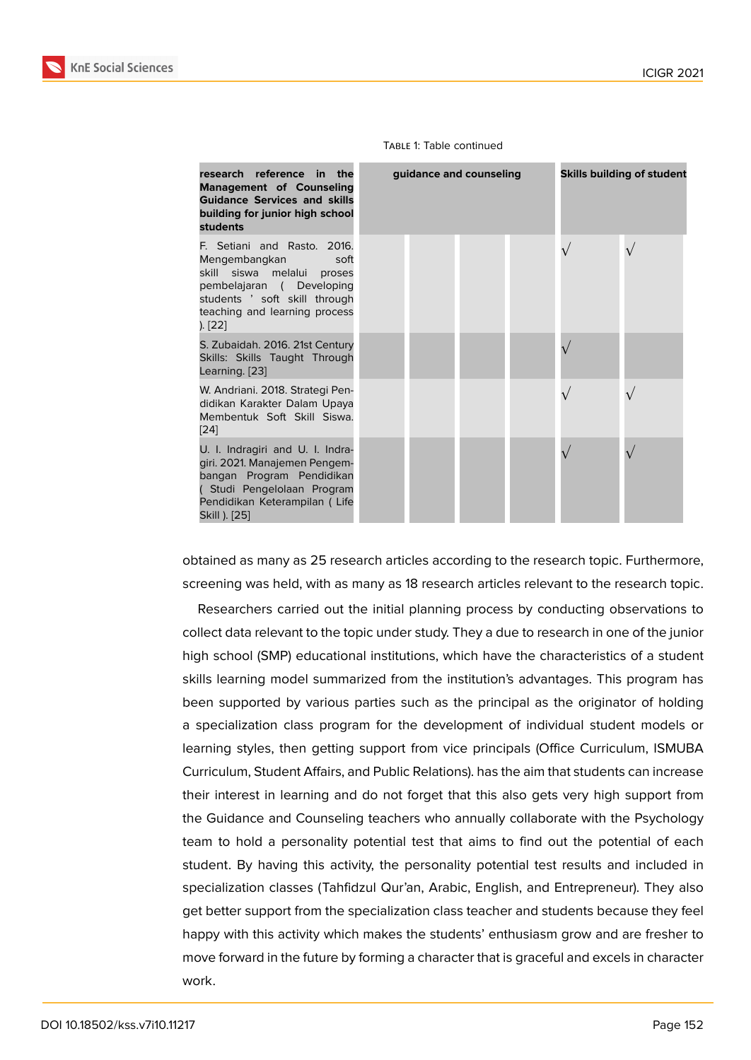Table 1: Table continued

| research reference in the Management of Counseling Guidance Services and skills building for junior high school students | guidance and counseling | | | | Skills building of student | |
|---|---|---|---|---|---|---|
| F. Setiani and Rasto. 2016. Mengembangkan soft skill siswa melalui proses pembelajaran ( Developing students ' soft skill through teaching and learning process ). [22] | | | | | √ | √ |
| S. Zubaidah. 2016. 21st Century Skills: Skills Taught Through Learning. [23] | | | | | √ | |
| W. Andriani. 2018. Strategi Pendidikan Karakter Dalam Upaya Membentuk Soft Skill Siswa. [24] | | | | | √ | √ |
| U. I. Indragiri and U. I. Indragiri. 2021. Manajemen Pengembangan Program Pendidikan ( Studi Pengelolaan Program Pendidikan Keterampilan ( Life Skill ). [25] | | | | | √ | √ |

obtained as many as 25 research articles according to the research topic. Furthermore, screening was held, with as many as 18 research articles relevant to the research topic.

Researchers carried out the initial planning process by conducting observations to collect data relevant to the topic under study. They a due to research in one of the junior high school (SMP) educational institutions, which have the characteristics of a student skills learning model summarized from the institution's advantages. This program has been supported by various parties such as the principal as the originator of holding a specialization class program for the development of individual student models or learning styles, then getting support from vice principals (Office Curriculum, ISMUBA Curriculum, Student Affairs, and Public Relations). has the aim that students can increase their interest in learning and do not forget that this also gets very high support from the Guidance and Counseling teachers who annually collaborate with the Psychology team to hold a personality potential test that aims to find out the potential of each student. By having this activity, the personality potential test results and included in specialization classes (Tahfidzul Qur'an, Arabic, English, and Entrepreneur). They also get better support from the specialization class teacher and students because they feel happy with this activity which makes the students' enthusiasm grow and are fresher to move forward in the future by forming a character that is graceful and excels in character work.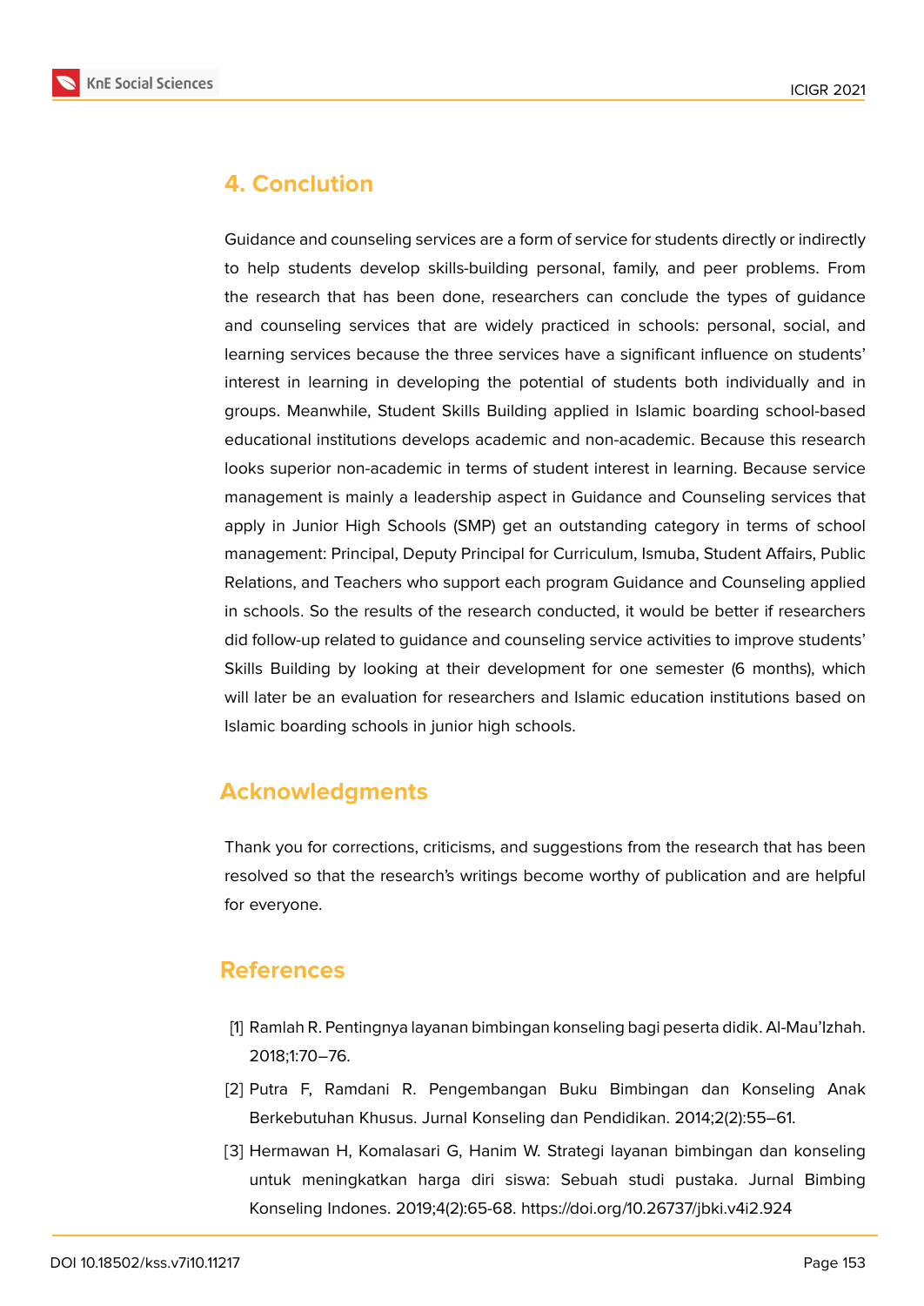## 4. Conclution

Guidance and counseling services are a form of service for students directly or indirectly to help students develop skills-building personal, family, and peer problems. From the research that has been done, researchers can conclude the types of guidance and counseling services that are widely practiced in schools: personal, social, and learning services because the three services have a significant influence on students' interest in learning in developing the potential of students both individually and in groups. Meanwhile, Student Skills Building applied in Islamic boarding school-based educational institutions develops academic and non-academic. Because this research looks superior non-academic in terms of student interest in learning. Because service management is mainly a leadership aspect in Guidance and Counseling services that apply in Junior High Schools (SMP) get an outstanding category in terms of school management: Principal, Deputy Principal for Curriculum, Ismuba, Student Affairs, Public Relations, and Teachers who support each program Guidance and Counseling applied in schools. So the results of the research conducted, it would be better if researchers did follow-up related to guidance and counseling service activities to improve students' Skills Building by looking at their development for one semester (6 months), which will later be an evaluation for researchers and Islamic education institutions based on Islamic boarding schools in junior high schools.

## Acknowledgments

Thank you for corrections, criticisms, and suggestions from the research that has been resolved so that the research's writings become worthy of publication and are helpful for everyone.

## References

[1] Ramlah R. Pentingnya layanan bimbingan konseling bagi peserta didik. Al-Mau'Izhah. 2018;1:70–76.

[2] Putra F, Ramdani R. Pengembangan Buku Bimbingan dan Konseling Anak Berkebutuhan Khusus. Jurnal Konseling dan Pendidikan. 2014;2(2):55–61.

[3] Hermawan H, Komalasari G, Hanim W. Strategi layanan bimbingan dan konseling untuk meningkatkan harga diri siswa: Sebuah studi pustaka. Jurnal Bimbing Konseling Indones. 2019;4(2):65-68. https://doi.org/10.26737/jbki.v4i2.924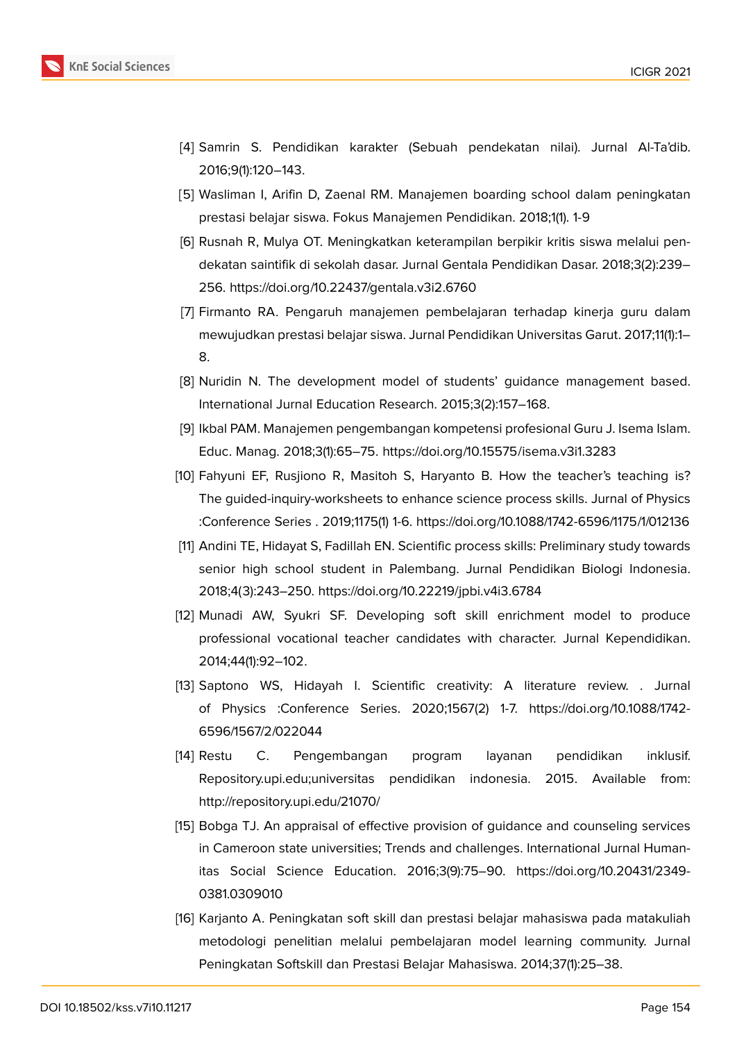[4] Samrin S. Pendidikan karakter (Sebuah pendekatan nilai). Jurnal Al-Ta'dib. 2016;9(1):120–143.

[5] Wasliman I, Arifin D, Zaenal RM. Manajemen boarding school dalam peningkatan prestasi belajar siswa. Fokus Manajemen Pendidikan. 2018;1(1). 1-9

[6] Rusnah R, Mulya OT. Meningkatkan keterampilan berpikir kritis siswa melalui pendekatan saintifik di sekolah dasar. Jurnal Gentala Pendidikan Dasar. 2018;3(2):239–256. https://doi.org/10.22437/gentala.v3i2.6760

[7] Firmanto RA. Pengaruh manajemen pembelajaran terhadap kinerja guru dalam mewujudkan prestasi belajar siswa. Jurnal Pendidikan Universitas Garut. 2017;11(1):1–8.

[8] Nuridin N. The development model of students' guidance management based. International Jurnal Education Research. 2015;3(2):157–168.

[9] Ikbal PAM. Manajemen pengembangan kompetensi profesional Guru J. Isema Islam. Educ. Manag. 2018;3(1):65–75. https://doi.org/10.15575/isema.v3i1.3283

[10] Fahyuni EF, Rusjiono R, Masitoh S, Haryanto B. How the teacher's teaching is? The guided-inquiry-worksheets to enhance science process skills. Jurnal of Physics :Conference Series . 2019;1175(1) 1-6. https://doi.org/10.1088/1742-6596/1175/1/012136

[11] Andini TE, Hidayat S, Fadillah EN. Scientific process skills: Preliminary study towards senior high school student in Palembang. Jurnal Pendidikan Biologi Indonesia. 2018;4(3):243–250. https://doi.org/10.22219/jpbi.v4i3.6784

[12] Munadi AW, Syukri SF. Developing soft skill enrichment model to produce professional vocational teacher candidates with character. Jurnal Kependidikan. 2014;44(1):92–102.

[13] Saptono WS, Hidayah I. Scientific creativity: A literature review. . Jurnal of Physics :Conference Series. 2020;1567(2) 1-7. https://doi.org/10.1088/1742-6596/1567/2/022044

[14] Restu C. Pengembangan program layanan pendidikan inklusif. Repository.upi.edu;universitas pendidikan indonesia. 2015. Available from: http://repository.upi.edu/21070/

[15] Bobga TJ. An appraisal of effective provision of guidance and counseling services in Cameroon state universities; Trends and challenges. International Jurnal Humanitas Social Science Education. 2016;3(9):75–90. https://doi.org/10.20431/2349-0381.0309010

[16] Karjanto A. Peningkatan soft skill dan prestasi belajar mahasiswa pada matakuliah metodologi penelitian melalui pembelajaran model learning community. Jurnal Peningkatan Softskill dan Prestasi Belajar Mahasiswa. 2014;37(1):25–38.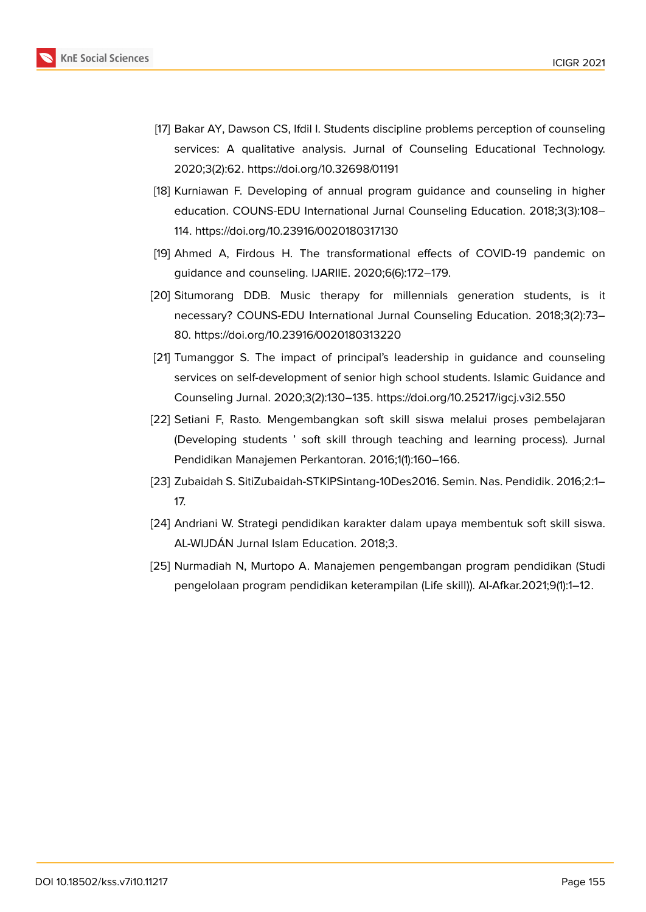[17] Bakar AY, Dawson CS, Ifdil I. Students discipline problems perception of counseling services: A qualitative analysis. Jurnal of Counseling Educational Technology. 2020;3(2):62. https://doi.org/10.32698/01191

[18] Kurniawan F. Developing of annual program guidance and counseling in higher education. COUNS-EDU International Jurnal Counseling Education. 2018;3(3):108–114. https://doi.org/10.23916/0020180317130

[19] Ahmed A, Firdous H. The transformational effects of COVID-19 pandemic on guidance and counseling. IJARIIE. 2020;6(6):172–179.

[20] Situmorang DDB. Music therapy for millennials generation students, is it necessary? COUNS-EDU International Jurnal Counseling Education. 2018;3(2):73–80. https://doi.org/10.23916/0020180313220

[21] Tumanggor S. The impact of principal's leadership in guidance and counseling services on self-development of senior high school students. Islamic Guidance and Counseling Jurnal. 2020;3(2):130–135. https://doi.org/10.25217/igcj.v3i2.550

[22] Setiani F, Rasto. Mengembangkan soft skill siswa melalui proses pembelajaran (Developing students ' soft skill through teaching and learning process). Jurnal Pendidikan Manajemen Perkantoran. 2016;1(1):160–166.

[23] Zubaidah S. SitiZubaidah-STKIPSintang-10Des2016. Semin. Nas. Pendidik. 2016;2:1–17.

[24] Andriani W. Strategi pendidikan karakter dalam upaya membentuk soft skill siswa. AL-WIJDÁN Jurnal Islam Education. 2018;3.

[25] Nurmadiah N, Murtopo A. Manajemen pengembangan program pendidikan (Studi pengelolaan program pendidikan keterampilan (Life skill)). Al-Afkar.2021;9(1):1–12.